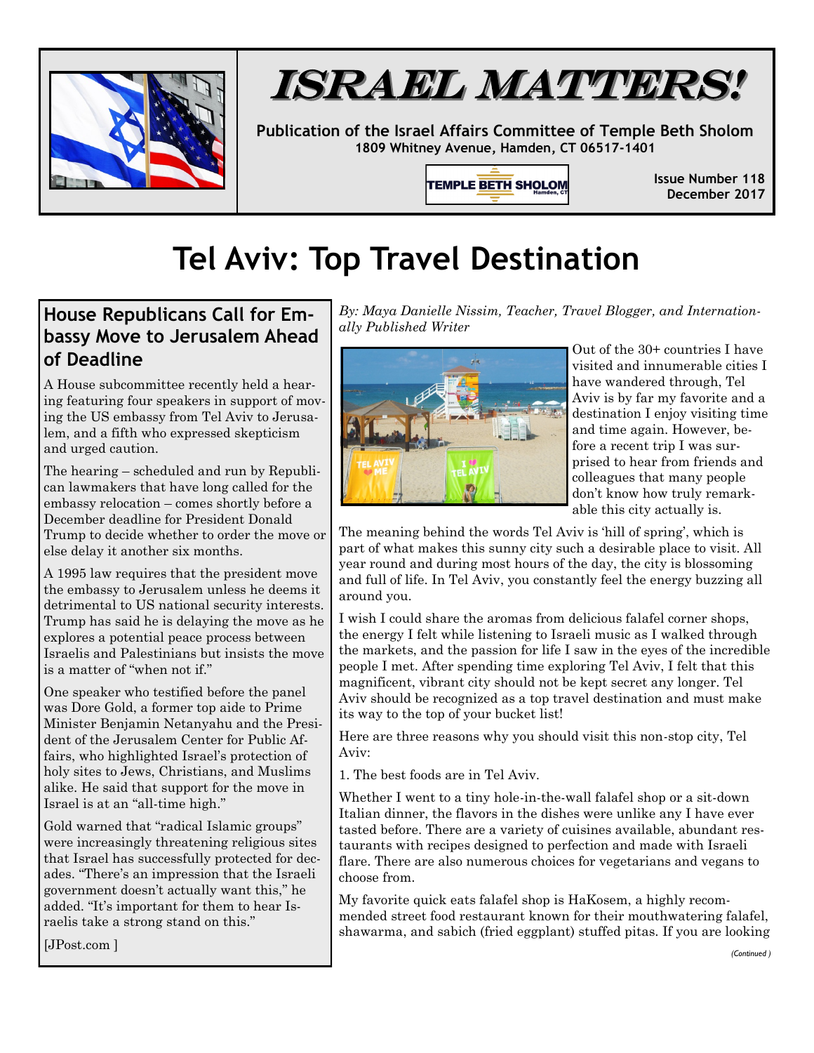# ISRAEL MATTERS!

**Publication of the Israel Affairs Committee of Temple Beth Sholom**
**1809 Whitney Avenue, Hamden, CT 06517-1401**

**Issue Number 118**
**December 2017**

# Tel Aviv: Top Travel Destination

## House Republicans Call for Embassy Move to Jerusalem Ahead of Deadline

A House subcommittee recently held a hearing featuring four speakers in support of moving the US embassy from Tel Aviv to Jerusalem, and a fifth who expressed skepticism and urged caution.

The hearing – scheduled and run by Republican lawmakers that have long called for the embassy relocation – comes shortly before a December deadline for President Donald Trump to decide whether to order the move or else delay it another six months.

A 1995 law requires that the president move the embassy to Jerusalem unless he deems it detrimental to US national security interests. Trump has said he is delaying the move as he explores a potential peace process between Israelis and Palestinians but insists the move is a matter of "when not if."

One speaker who testified before the panel was Dore Gold, a former top aide to Prime Minister Benjamin Netanyahu and the President of the Jerusalem Center for Public Affairs, who highlighted Israel's protection of holy sites to Jews, Christians, and Muslims alike. He said that support for the move in Israel is at an "all-time high."

Gold warned that "radical Islamic groups" were increasingly threatening religious sites that Israel has successfully protected for decades. "There's an impression that the Israeli government doesn't actually want this," he added. "It's important for them to hear Israelis take a strong stand on this."

[JPost.com ]

*By: Maya Danielle Nissim, Teacher, Travel Blogger, and Internationally Published Writer*

Out of the 30+ countries I have visited and innumerable cities I have wandered through, Tel Aviv is by far my favorite and a destination I enjoy visiting time and time again. However, before a recent trip I was surprised to hear from friends and colleagues that many people don't know how truly remarkable this city actually is.

The meaning behind the words Tel Aviv is 'hill of spring', which is part of what makes this sunny city such a desirable place to visit. All year round and during most hours of the day, the city is blossoming and full of life. In Tel Aviv, you constantly feel the energy buzzing all around you.

I wish I could share the aromas from delicious falafel corner shops, the energy I felt while listening to Israeli music as I walked through the markets, and the passion for life I saw in the eyes of the incredible people I met. After spending time exploring Tel Aviv, I felt that this magnificent, vibrant city should not be kept secret any longer. Tel Aviv should be recognized as a top travel destination and must make its way to the top of your bucket list!

Here are three reasons why you should visit this non-stop city, Tel Aviv:

1. The best foods are in Tel Aviv.

Whether I went to a tiny hole-in-the-wall falafel shop or a sit-down Italian dinner, the flavors in the dishes were unlike any I have ever tasted before. There are a variety of cuisines available, abundant restaurants with recipes designed to perfection and made with Israeli flare. There are also numerous choices for vegetarians and vegans to choose from.

My favorite quick eats falafel shop is HaKosem, a highly recommended street food restaurant known for their mouthwatering falafel, shawarma, and sabich (fried eggplant) stuffed pitas. If you are looking

*(Continued )*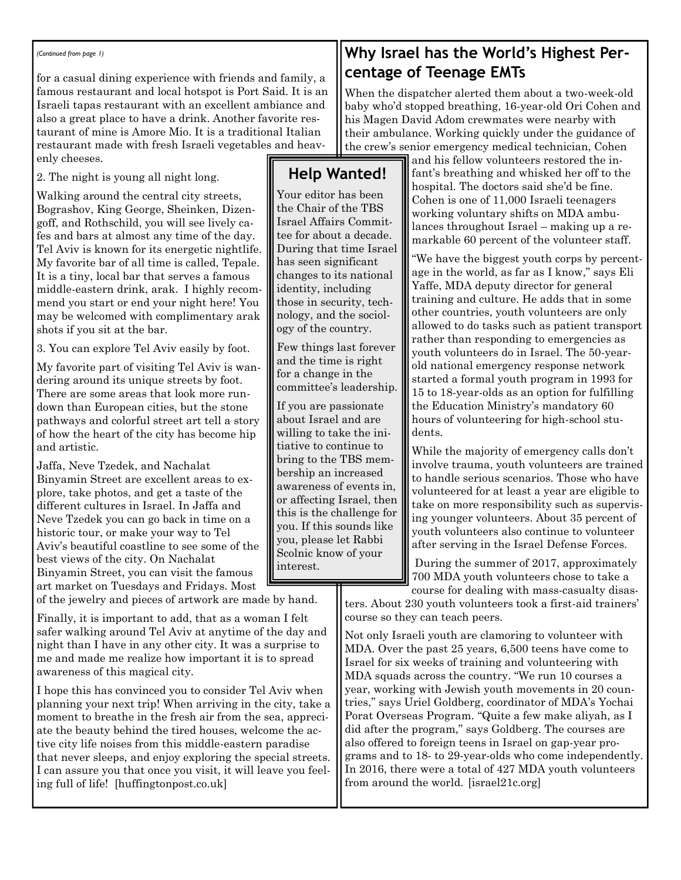*(Continued from page 1)*

for a casual dining experience with friends and family, a famous restaurant and local hotspot is Port Said. It is an Israeli tapas restaurant with an excellent ambiance and also a great place to have a drink. Another favorite restaurant of mine is Amore Mio. It is a traditional Italian restaurant made with fresh Israeli vegetables and heavenly cheeses.

2. The night is young all night long.

Walking around the central city streets, Bograshov, King George, Sheinken, Dizengoff, and Rothschild, you will see lively cafes and bars at almost any time of the day. Tel Aviv is known for its energetic nightlife. My favorite bar of all time is called, Tepale. It is a tiny, local bar that serves a famous middle-eastern drink, arak. I highly recommend you start or end your night here! You may be welcomed with complimentary arak shots if you sit at the bar.

3. You can explore Tel Aviv easily by foot.

My favorite part of visiting Tel Aviv is wandering around its unique streets by foot. There are some areas that look more rundown than European cities, but the stone pathways and colorful street art tell a story of how the heart of the city has become hip and artistic.

Jaffa, Neve Tzedek, and Nachalat Binyamin Street are excellent areas to explore, take photos, and get a taste of the different cultures in Israel. In Jaffa and Neve Tzedek you can go back in time on a historic tour, or make your way to Tel Aviv's beautiful coastline to see some of the best views of the city. On Nachalat Binyamin Street, you can visit the famous art market on Tuesdays and Fridays. Most of the jewelry and pieces of artwork are made by hand.

Finally, it is important to add, that as a woman I felt safer walking around Tel Aviv at anytime of the day and night than I have in any other city. It was a surprise to me and made me realize how important it is to spread awareness of this magical city.

I hope this has convinced you to consider Tel Aviv when planning your next trip! When arriving in the city, take a moment to breathe in the fresh air from the sea, appreciate the beauty behind the tired houses, welcome the active city life noises from this middle-eastern paradise that never sleeps, and enjoy exploring the special streets. I can assure you that once you visit, it will leave you feeling full of life! [huffingtonpost.co.uk]

## Help Wanted!

Your editor has been the Chair of the TBS Israel Affairs Committee for about a decade. During that time Israel has seen significant changes to its national identity, including those in security, technology, and the sociology of the country.

Few things last forever and the time is right for a change in the committee's leadership.

If you are passionate about Israel and are willing to take the initiative to continue to bring to the TBS membership an increased awareness of events in, or affecting Israel, then this is the challenge for you. If this sounds like you, please let Rabbi Scolnic know of your interest.

## Why Israel has the World's Highest Percentage of Teenage EMTs

When the dispatcher alerted them about a two-week-old baby who'd stopped breathing, 16-year-old Ori Cohen and his Magen David Adom crewmates were nearby with their ambulance. Working quickly under the guidance of the crew's senior emergency medical technician, Cohen and his fellow volunteers restored the infant's breathing and whisked her off to the hospital. The doctors said she'd be fine. Cohen is one of 11,000 Israeli teenagers working voluntary shifts on MDA ambulances throughout Israel – making up a remarkable 60 percent of the volunteer staff.

"We have the biggest youth corps by percentage in the world, as far as I know," says Eli Yaffe, MDA deputy director for general training and culture. He adds that in some other countries, youth volunteers are only allowed to do tasks such as patient transport rather than responding to emergencies as youth volunteers do in Israel. The 50-year-old national emergency response network started a formal youth program in 1993 for 15 to 18-year-olds as an option for fulfilling the Education Ministry's mandatory 60 hours of volunteering for high-school students.

While the majority of emergency calls don't involve trauma, youth volunteers are trained to handle serious scenarios. Those who have volunteered for at least a year are eligible to take on more responsibility such as supervising younger volunteers. About 35 percent of youth volunteers also continue to volunteer after serving in the Israel Defense Forces.

During the summer of 2017, approximately 700 MDA youth volunteers chose to take a course for dealing with mass-casualty disasters. About 230 youth volunteers took a first-aid trainers' course so they can teach peers.

Not only Israeli youth are clamoring to volunteer with MDA. Over the past 25 years, 6,500 teens have come to Israel for six weeks of training and volunteering with MDA squads across the country. "We run 10 courses a year, working with Jewish youth movements in 20 countries," says Uriel Goldberg, coordinator of MDA's Yochai Porat Overseas Program. "Quite a few make aliyah, as I did after the program," says Goldberg. The courses are also offered to foreign teens in Israel on gap-year programs and to 18- to 29-year-olds who come independently. In 2016, there were a total of 427 MDA youth volunteers from around the world. [israel21c.org]